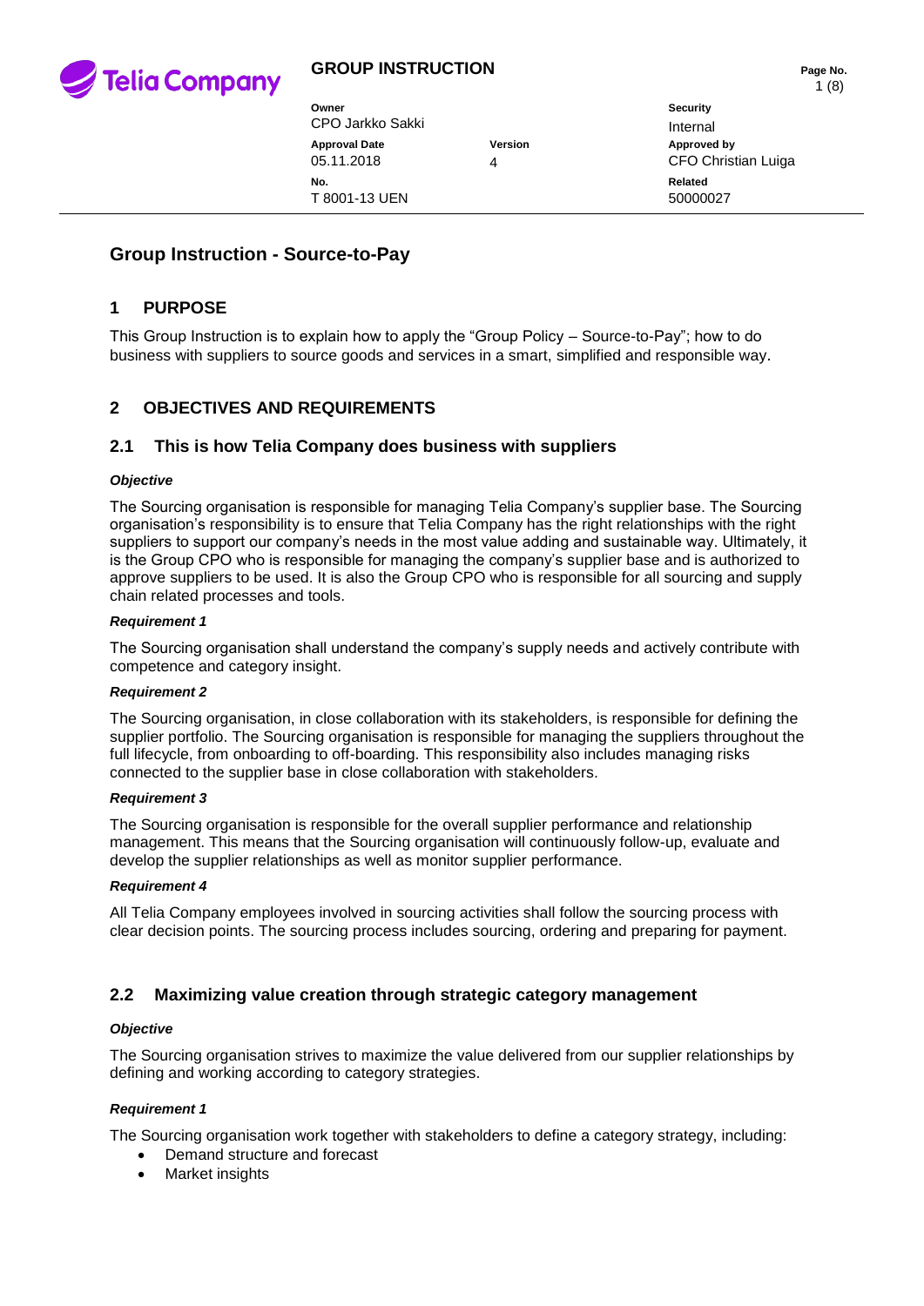**GROUP INSTRUCTION**

| Owner | | Security |
| --- | --- | --- |
| CPO Jarkko Sakki | | Internal |
| **Approval Date** | **Version** | **Approved by** |
| 05.11.2018 | 4 | CFO Christian Luiga |
| **No.** | | **Related** |
| T 8001-13 UEN | | 50000027 |

# Group Instruction - Source-to-Pay

## 1 PURPOSE

This Group Instruction is to explain how to apply the "Group Policy – Source-to-Pay"; how to do business with suppliers to source goods and services in a smart, simplified and responsible way.

## 2 OBJECTIVES AND REQUIREMENTS

### 2.1 This is how Telia Company does business with suppliers

***Objective***

The Sourcing organisation is responsible for managing Telia Company's supplier base. The Sourcing organisation's responsibility is to ensure that Telia Company has the right relationships with the right suppliers to support our company's needs in the most value adding and sustainable way. Ultimately, it is the Group CPO who is responsible for managing the company's supplier base and is authorized to approve suppliers to be used. It is also the Group CPO who is responsible for all sourcing and supply chain related processes and tools.

***Requirement 1***

The Sourcing organisation shall understand the company's supply needs and actively contribute with competence and category insight.

***Requirement 2***

The Sourcing organisation, in close collaboration with its stakeholders, is responsible for defining the supplier portfolio. The Sourcing organisation is responsible for managing the suppliers throughout the full lifecycle, from onboarding to off-boarding. This responsibility also includes managing risks connected to the supplier base in close collaboration with stakeholders.

***Requirement 3***

The Sourcing organisation is responsible for the overall supplier performance and relationship management. This means that the Sourcing organisation will continuously follow-up, evaluate and develop the supplier relationships as well as monitor supplier performance.

***Requirement 4***

All Telia Company employees involved in sourcing activities shall follow the sourcing process with clear decision points. The sourcing process includes sourcing, ordering and preparing for payment.

### 2.2 Maximizing value creation through strategic category management

***Objective***

The Sourcing organisation strives to maximize the value delivered from our supplier relationships by defining and working according to category strategies.

***Requirement 1***

The Sourcing organisation work together with stakeholders to define a category strategy, including:

- Demand structure and forecast
- Market insights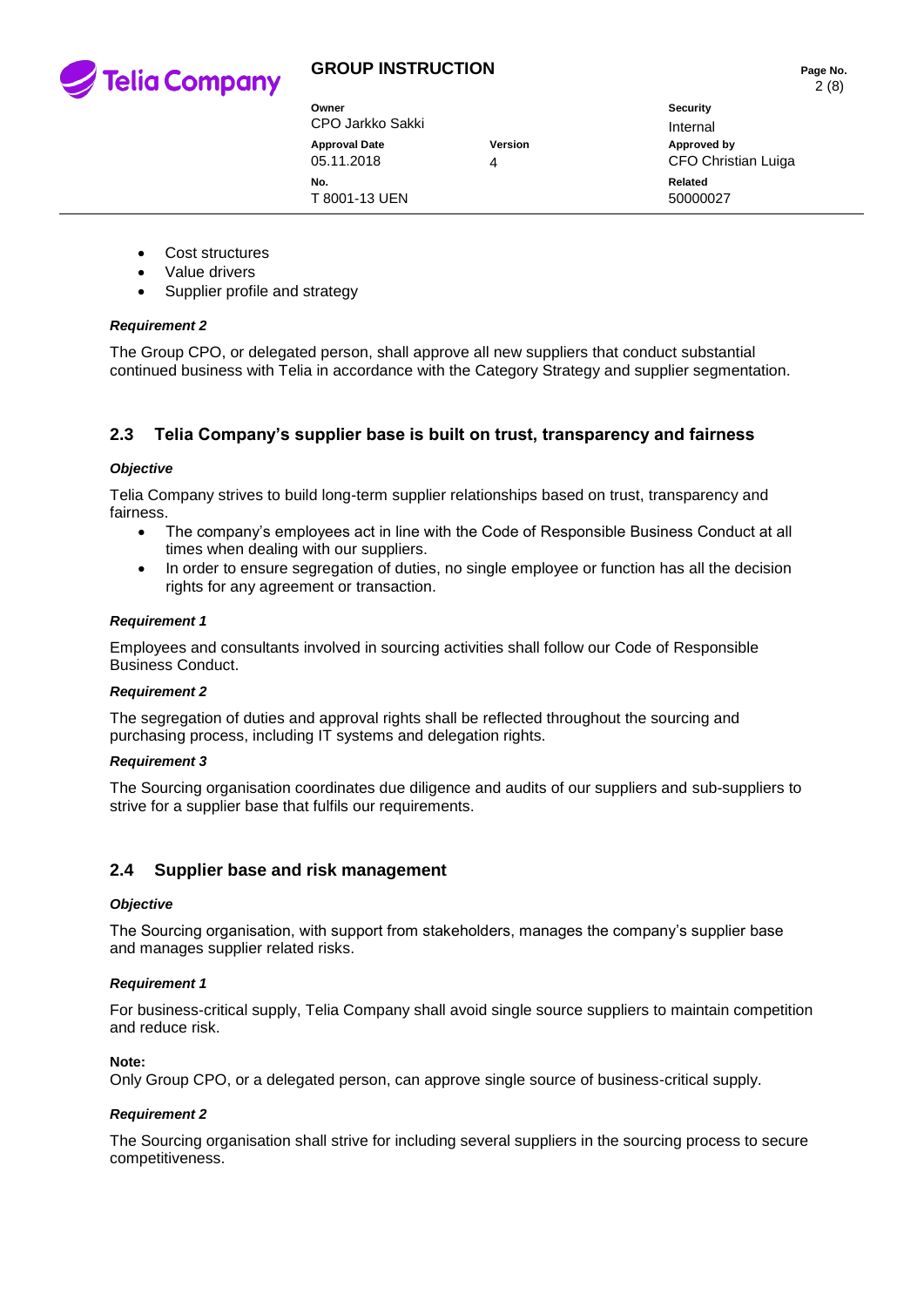- Cost structures
- Value drivers
- Supplier profile and strategy

***Requirement 2***

The Group CPO, or delegated person, shall approve all new suppliers that conduct substantial continued business with Telia in accordance with the Category Strategy and supplier segmentation.

## 2.3 Telia Company's supplier base is built on trust, transparency and fairness

***Objective***

Telia Company strives to build long-term supplier relationships based on trust, transparency and fairness.

- The company's employees act in line with the Code of Responsible Business Conduct at all times when dealing with our suppliers.
- In order to ensure segregation of duties, no single employee or function has all the decision rights for any agreement or transaction.

***Requirement 1***

Employees and consultants involved in sourcing activities shall follow our Code of Responsible Business Conduct.

***Requirement 2***

The segregation of duties and approval rights shall be reflected throughout the sourcing and purchasing process, including IT systems and delegation rights.

***Requirement 3***

The Sourcing organisation coordinates due diligence and audits of our suppliers and sub-suppliers to strive for a supplier base that fulfils our requirements.

## 2.4 Supplier base and risk management

***Objective***

The Sourcing organisation, with support from stakeholders, manages the company's supplier base and manages supplier related risks.

***Requirement 1***

For business-critical supply, Telia Company shall avoid single source suppliers to maintain competition and reduce risk.

**Note:**
Only Group CPO, or a delegated person, can approve single source of business-critical supply.

***Requirement 2***

The Sourcing organisation shall strive for including several suppliers in the sourcing process to secure competitiveness.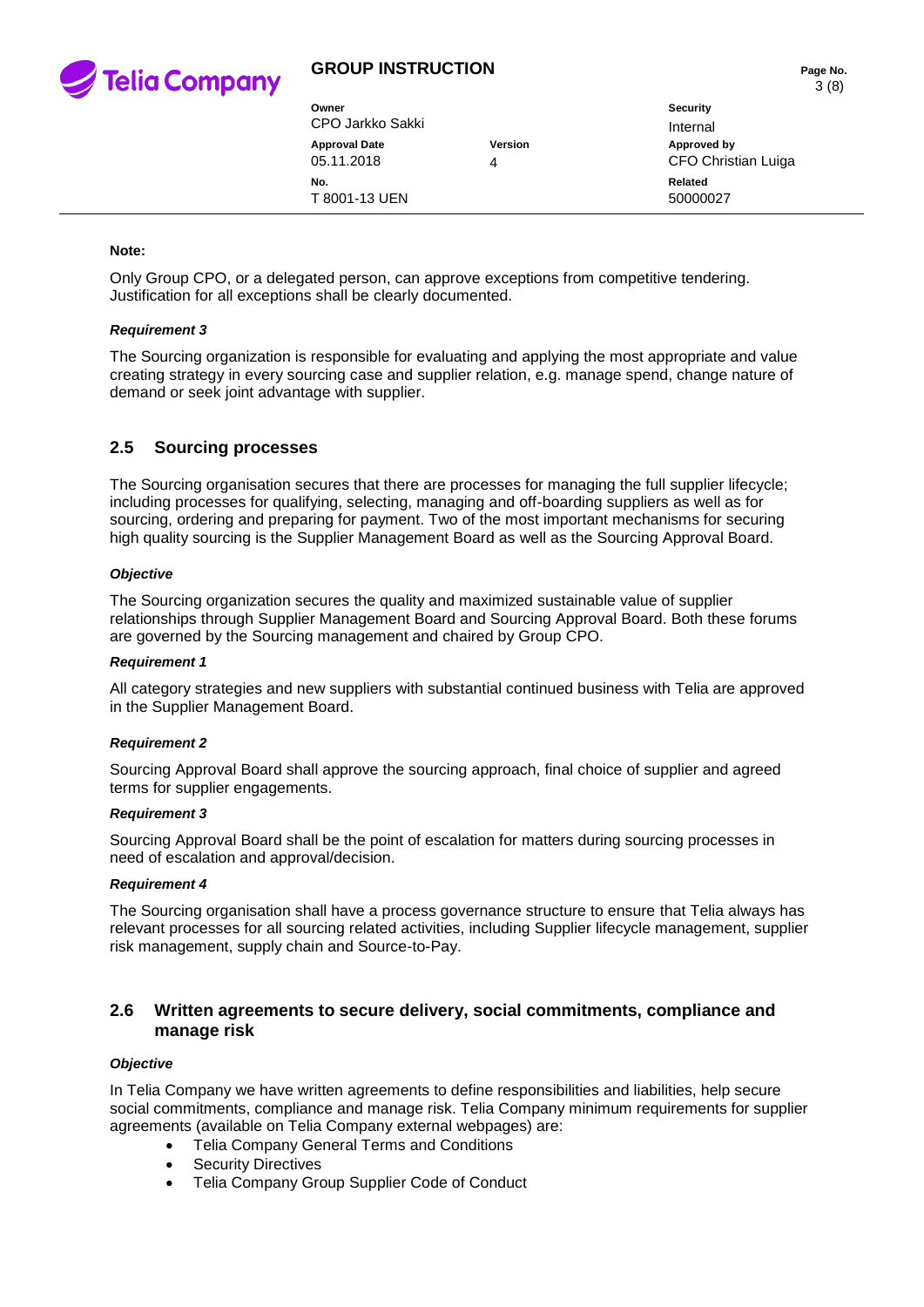**Note:**

Only Group CPO, or a delegated person, can approve exceptions from competitive tendering. Justification for all exceptions shall be clearly documented.

***Requirement 3***

The Sourcing organization is responsible for evaluating and applying the most appropriate and value creating strategy in every sourcing case and supplier relation, e.g. manage spend, change nature of demand or seek joint advantage with supplier.

## 2.5 Sourcing processes

The Sourcing organisation secures that there are processes for managing the full supplier lifecycle; including processes for qualifying, selecting, managing and off-boarding suppliers as well as for sourcing, ordering and preparing for payment. Two of the most important mechanisms for securing high quality sourcing is the Supplier Management Board as well as the Sourcing Approval Board.

***Objective***

The Sourcing organization secures the quality and maximized sustainable value of supplier relationships through Supplier Management Board and Sourcing Approval Board. Both these forums are governed by the Sourcing management and chaired by Group CPO.

***Requirement 1***

All category strategies and new suppliers with substantial continued business with Telia are approved in the Supplier Management Board.

***Requirement 2***

Sourcing Approval Board shall approve the sourcing approach, final choice of supplier and agreed terms for supplier engagements.

***Requirement 3***

Sourcing Approval Board shall be the point of escalation for matters during sourcing processes in need of escalation and approval/decision.

***Requirement 4***

The Sourcing organisation shall have a process governance structure to ensure that Telia always has relevant processes for all sourcing related activities, including Supplier lifecycle management, supplier risk management, supply chain and Source-to-Pay.

## 2.6 Written agreements to secure delivery, social commitments, compliance and manage risk

***Objective***

In Telia Company we have written agreements to define responsibilities and liabilities, help secure social commitments, compliance and manage risk. Telia Company minimum requirements for supplier agreements (available on Telia Company external webpages) are:

- Telia Company General Terms and Conditions
- Security Directives
- Telia Company Group Supplier Code of Conduct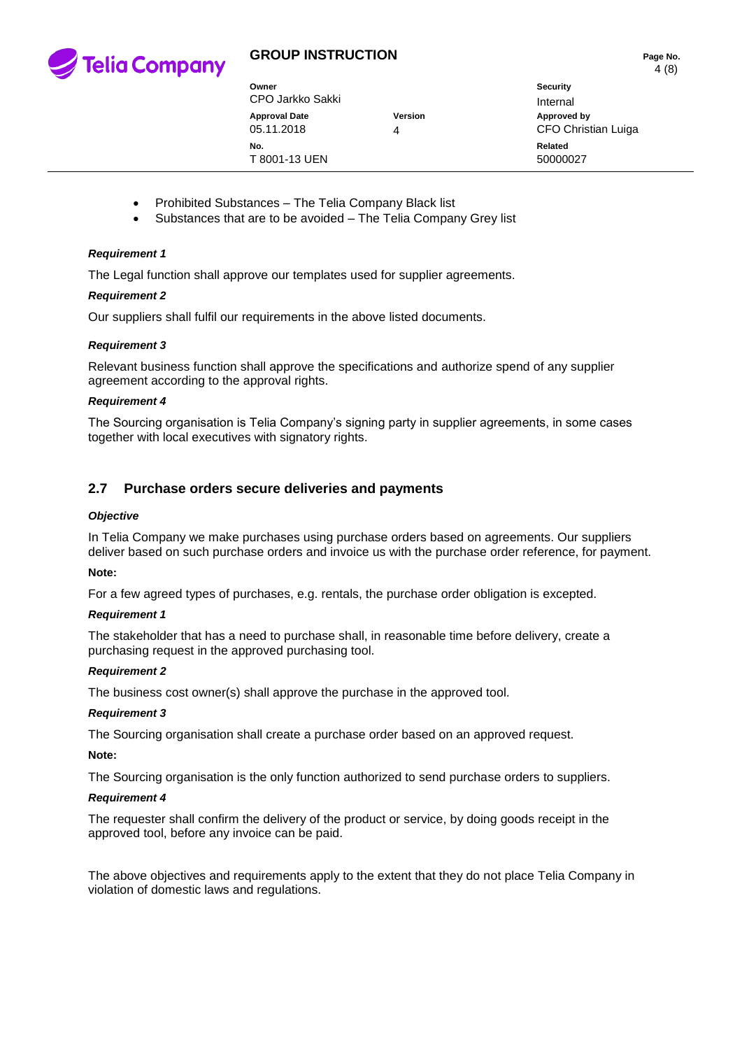- Prohibited Substances – The Telia Company Black list
- Substances that are to be avoided – The Telia Company Grey list

***Requirement 1***

The Legal function shall approve our templates used for supplier agreements.

***Requirement 2***

Our suppliers shall fulfil our requirements in the above listed documents.

***Requirement 3***

Relevant business function shall approve the specifications and authorize spend of any supplier agreement according to the approval rights.

***Requirement 4***

The Sourcing organisation is Telia Company's signing party in supplier agreements, in some cases together with local executives with signatory rights.

## 2.7 Purchase orders secure deliveries and payments

***Objective***

In Telia Company we make purchases using purchase orders based on agreements. Our suppliers deliver based on such purchase orders and invoice us with the purchase order reference, for payment.

**Note:**

For a few agreed types of purchases, e.g. rentals, the purchase order obligation is excepted.

***Requirement 1***

The stakeholder that has a need to purchase shall, in reasonable time before delivery, create a purchasing request in the approved purchasing tool.

***Requirement 2***

The business cost owner(s) shall approve the purchase in the approved tool.

***Requirement 3***

The Sourcing organisation shall create a purchase order based on an approved request.

**Note:**

The Sourcing organisation is the only function authorized to send purchase orders to suppliers.

***Requirement 4***

The requester shall confirm the delivery of the product or service, by doing goods receipt in the approved tool, before any invoice can be paid.

The above objectives and requirements apply to the extent that they do not place Telia Company in violation of domestic laws and regulations.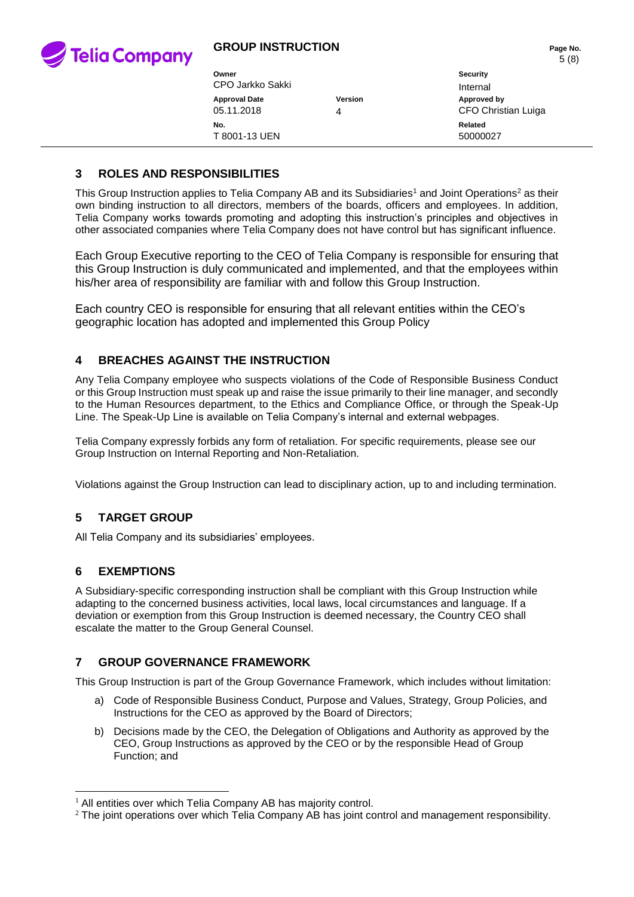## 3 ROLES AND RESPONSIBILITIES

This Group Instruction applies to Telia Company AB and its Subsidiaries[1] and Joint Operations[2] as their own binding instruction to all directors, members of the boards, officers and employees. In addition, Telia Company works towards promoting and adopting this instruction's principles and objectives in other associated companies where Telia Company does not have control but has significant influence.

Each Group Executive reporting to the CEO of Telia Company is responsible for ensuring that this Group Instruction is duly communicated and implemented, and that the employees within his/her area of responsibility are familiar with and follow this Group Instruction.

Each country CEO is responsible for ensuring that all relevant entities within the CEO's geographic location has adopted and implemented this Group Policy

## 4 BREACHES AGAINST THE INSTRUCTION

Any Telia Company employee who suspects violations of the Code of Responsible Business Conduct or this Group Instruction must speak up and raise the issue primarily to their line manager, and secondly to the Human Resources department, to the Ethics and Compliance Office, or through the Speak-Up Line. The Speak-Up Line is available on Telia Company's internal and external webpages.

Telia Company expressly forbids any form of retaliation. For specific requirements, please see our Group Instruction on Internal Reporting and Non-Retaliation.

Violations against the Group Instruction can lead to disciplinary action, up to and including termination.

## 5 TARGET GROUP

All Telia Company and its subsidiaries' employees.

## 6 EXEMPTIONS

A Subsidiary-specific corresponding instruction shall be compliant with this Group Instruction while adapting to the concerned business activities, local laws, local circumstances and language. If a deviation or exemption from this Group Instruction is deemed necessary, the Country CEO shall escalate the matter to the Group General Counsel.

## 7 GROUP GOVERNANCE FRAMEWORK

This Group Instruction is part of the Group Governance Framework, which includes without limitation:

a) Code of Responsible Business Conduct, Purpose and Values, Strategy, Group Policies, and Instructions for the CEO as approved by the Board of Directors;

b) Decisions made by the CEO, the Delegation of Obligations and Authority as approved by the CEO, Group Instructions as approved by the CEO or by the responsible Head of Group Function; and

---

[1] All entities over which Telia Company AB has majority control.

[2] The joint operations over which Telia Company AB has joint control and management responsibility.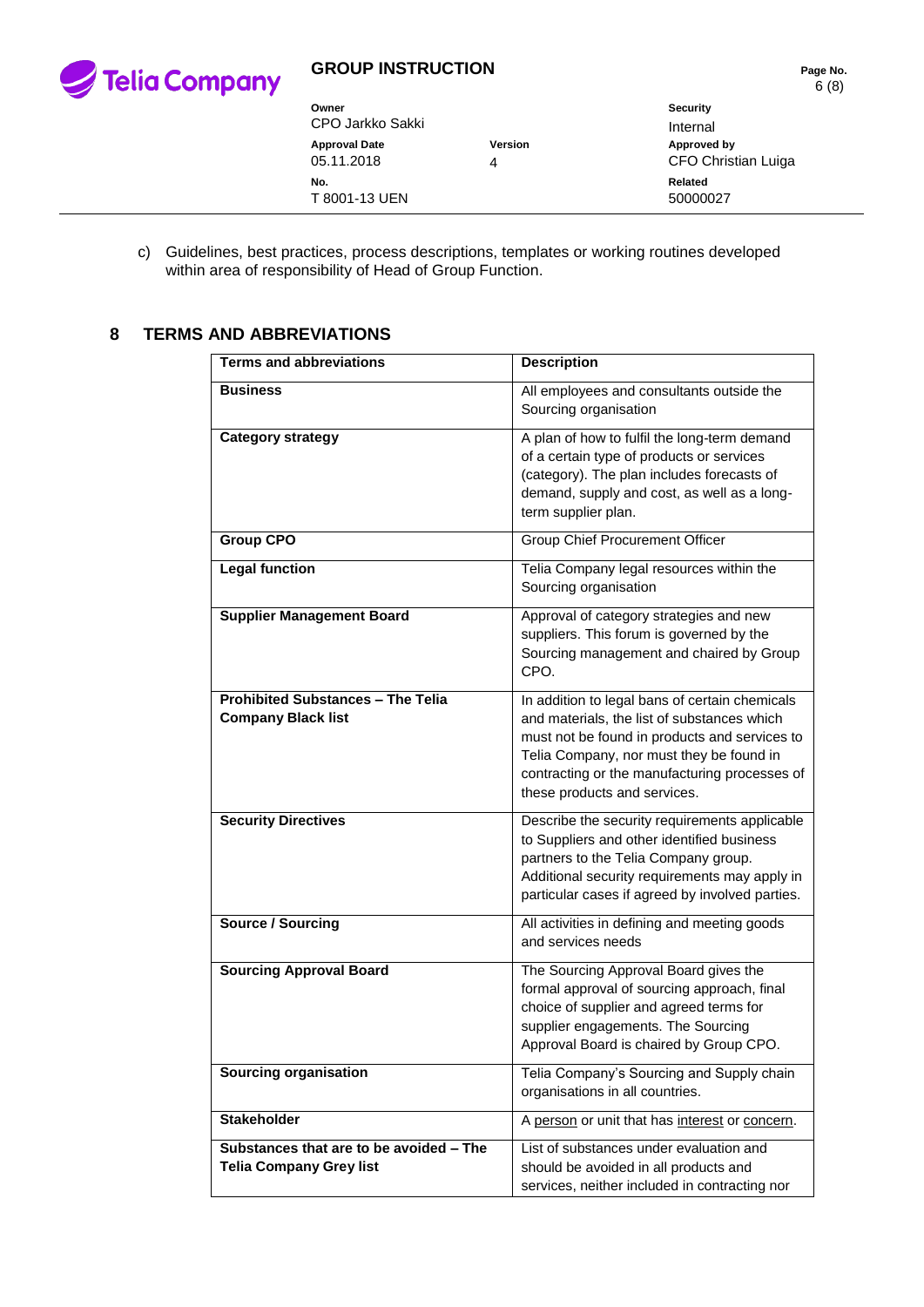c) Guidelines, best practices, process descriptions, templates or working routines developed within area of responsibility of Head of Group Function.

## 8 TERMS AND ABBREVIATIONS

| Terms and abbreviations | Description |
| --- | --- |
| **Business** | All employees and consultants outside the Sourcing organisation |
| **Category strategy** | A plan of how to fulfil the long-term demand of a certain type of products or services (category). The plan includes forecasts of demand, supply and cost, as well as a long-term supplier plan. |
| **Group CPO** | Group Chief Procurement Officer |
| **Legal function** | Telia Company legal resources within the Sourcing organisation |
| **Supplier Management Board** | Approval of category strategies and new suppliers. This forum is governed by the Sourcing management and chaired by Group CPO. |
| **Prohibited Substances – The Telia Company Black list** | In addition to legal bans of certain chemicals and materials, the list of substances which must not be found in products and services to Telia Company, nor must they be found in contracting or the manufacturing processes of these products and services. |
| **Security Directives** | Describe the security requirements applicable to Suppliers and other identified business partners to the Telia Company group. Additional security requirements may apply in particular cases if agreed by involved parties. |
| **Source / Sourcing** | All activities in defining and meeting goods and services needs |
| **Sourcing Approval Board** | The Sourcing Approval Board gives the formal approval of sourcing approach, final choice of supplier and agreed terms for supplier engagements. The Sourcing Approval Board is chaired by Group CPO. |
| **Sourcing organisation** | Telia Company's Sourcing and Supply chain organisations in all countries. |
| **Stakeholder** | A person or unit that has interest or concern. |
| **Substances that are to be avoided – The Telia Company Grey list** | List of substances under evaluation and should be avoided in all products and services, neither included in contracting nor |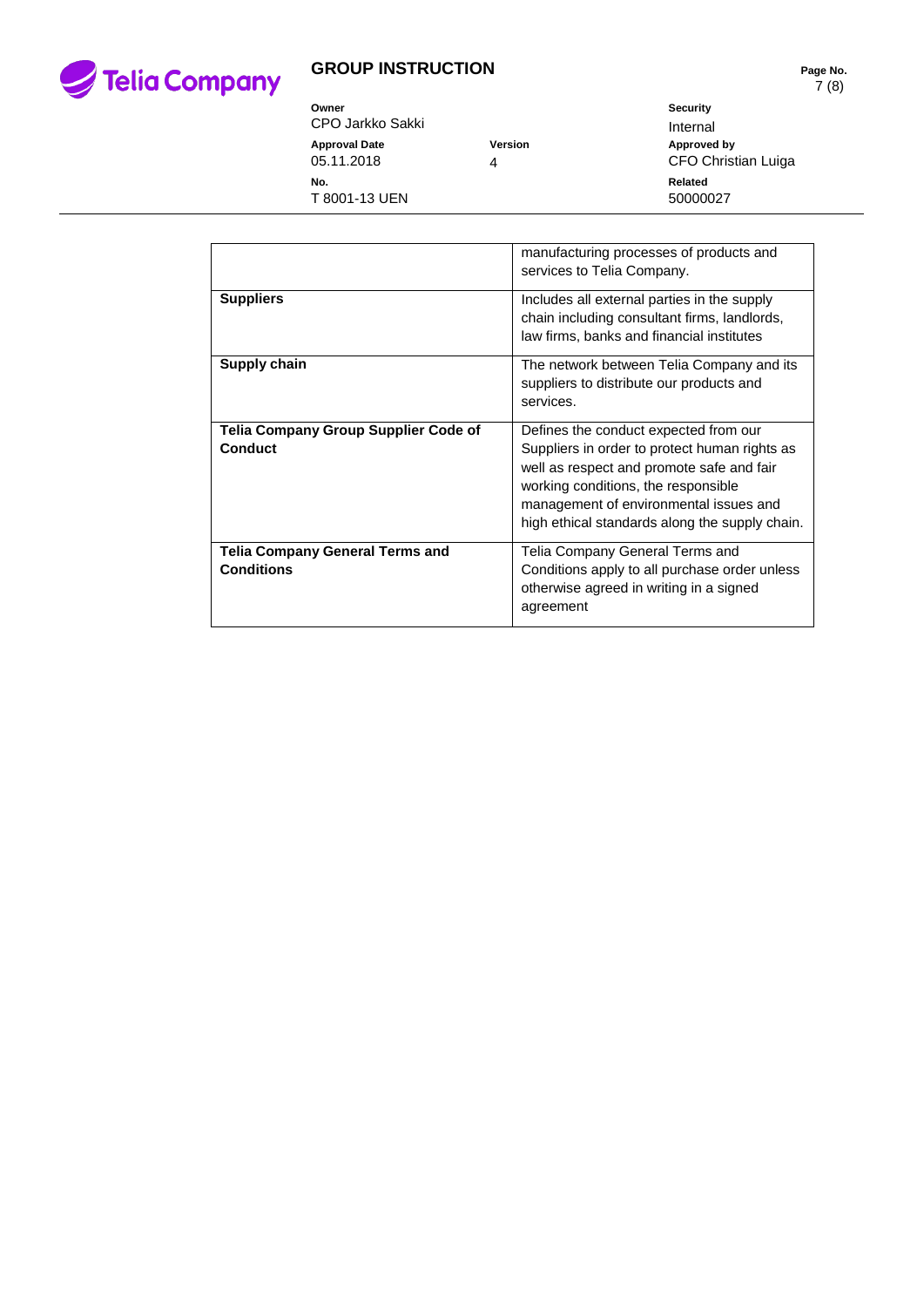| | |
|---|---|
| | manufacturing processes of products and services to Telia Company. |
| **Suppliers** | Includes all external parties in the supply chain including consultant firms, landlords, law firms, banks and financial institutes |
| **Supply chain** | The network between Telia Company and its suppliers to distribute our products and services. |
| **Telia Company Group Supplier Code of Conduct** | Defines the conduct expected from our Suppliers in order to protect human rights as well as respect and promote safe and fair working conditions, the responsible management of environmental issues and high ethical standards along the supply chain. |
| **Telia Company General Terms and Conditions** | Telia Company General Terms and Conditions apply to all purchase order unless otherwise agreed in writing in a signed agreement |